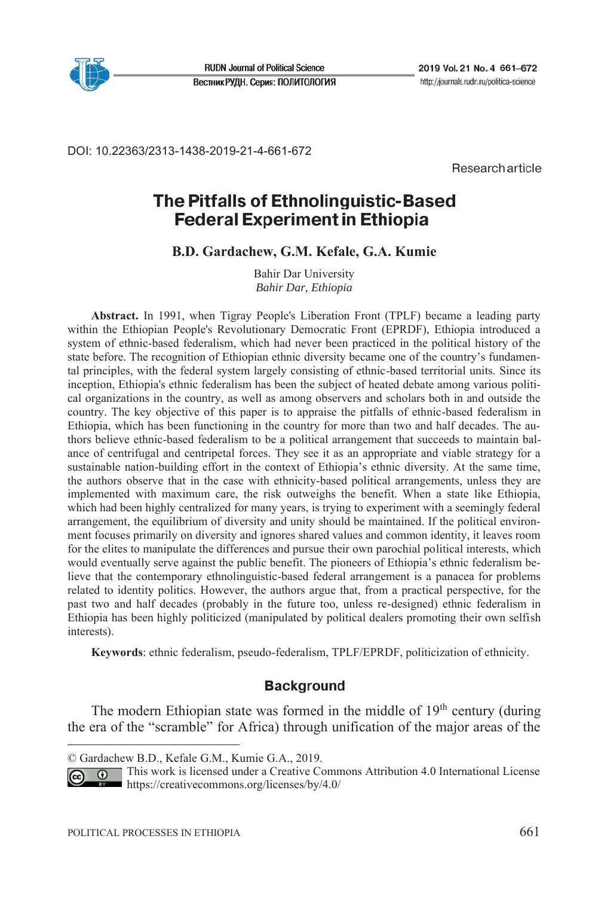DOI: 10.22363/2313-1438-2019-21-4-661-672

Research article

# The Pitfalls of Ethnolinguistic-Based Federal Experiment in Ethiopia

**B.D. Gardachew, G.M. Kefale, G.A. Kumie**

Bahir Dar University
*Bahir Dar, Ethiopia*

**Abstract.** In 1991, when Tigray People's Liberation Front (TPLF) became a leading party within the Ethiopian People's Revolutionary Democratic Front (EPRDF), Ethiopia introduced a system of ethnic-based federalism, which had never been practiced in the political history of the state before. The recognition of Ethiopian ethnic diversity became one of the country's fundamental principles, with the federal system largely consisting of ethnic-based territorial units. Since its inception, Ethiopia's ethnic federalism has been the subject of heated debate among various political organizations in the country, as well as among observers and scholars both in and outside the country. The key objective of this paper is to appraise the pitfalls of ethnic-based federalism in Ethiopia, which has been functioning in the country for more than two and half decades. The authors believe ethnic-based federalism to be a political arrangement that succeeds to maintain balance of centrifugal and centripetal forces. They see it as an appropriate and viable strategy for a sustainable nation-building effort in the context of Ethiopia's ethnic diversity. At the same time, the authors observe that in the case with ethnicity-based political arrangements, unless they are implemented with maximum care, the risk outweighs the benefit. When a state like Ethiopia, which had been highly centralized for many years, is trying to experiment with a seemingly federal arrangement, the equilibrium of diversity and unity should be maintained. If the political environment focuses primarily on diversity and ignores shared values and common identity, it leaves room for the elites to manipulate the differences and pursue their own parochial political interests, which would eventually serve against the public benefit. The pioneers of Ethiopia's ethnic federalism believe that the contemporary ethnolinguistic-based federal arrangement is a panacea for problems related to identity politics. However, the authors argue that, from a practical perspective, for the past two and half decades (probably in the future too, unless re-designed) ethnic federalism in Ethiopia has been highly politicized (manipulated by political dealers promoting their own selfish interests).

**Keywords**: ethnic federalism, pseudo-federalism, TPLF/EPRDF, politicization of ethnicity.

## Background

The modern Ethiopian state was formed in the middle of 19th century (during the era of the "scramble" for Africa) through unification of the major areas of the

© Gardachew B.D., Kefale G.M., Kumie G.A., 2019.

This work is licensed under a Creative Commons Attribution 4.0 International License https://creativecommons.org/licenses/by/4.0/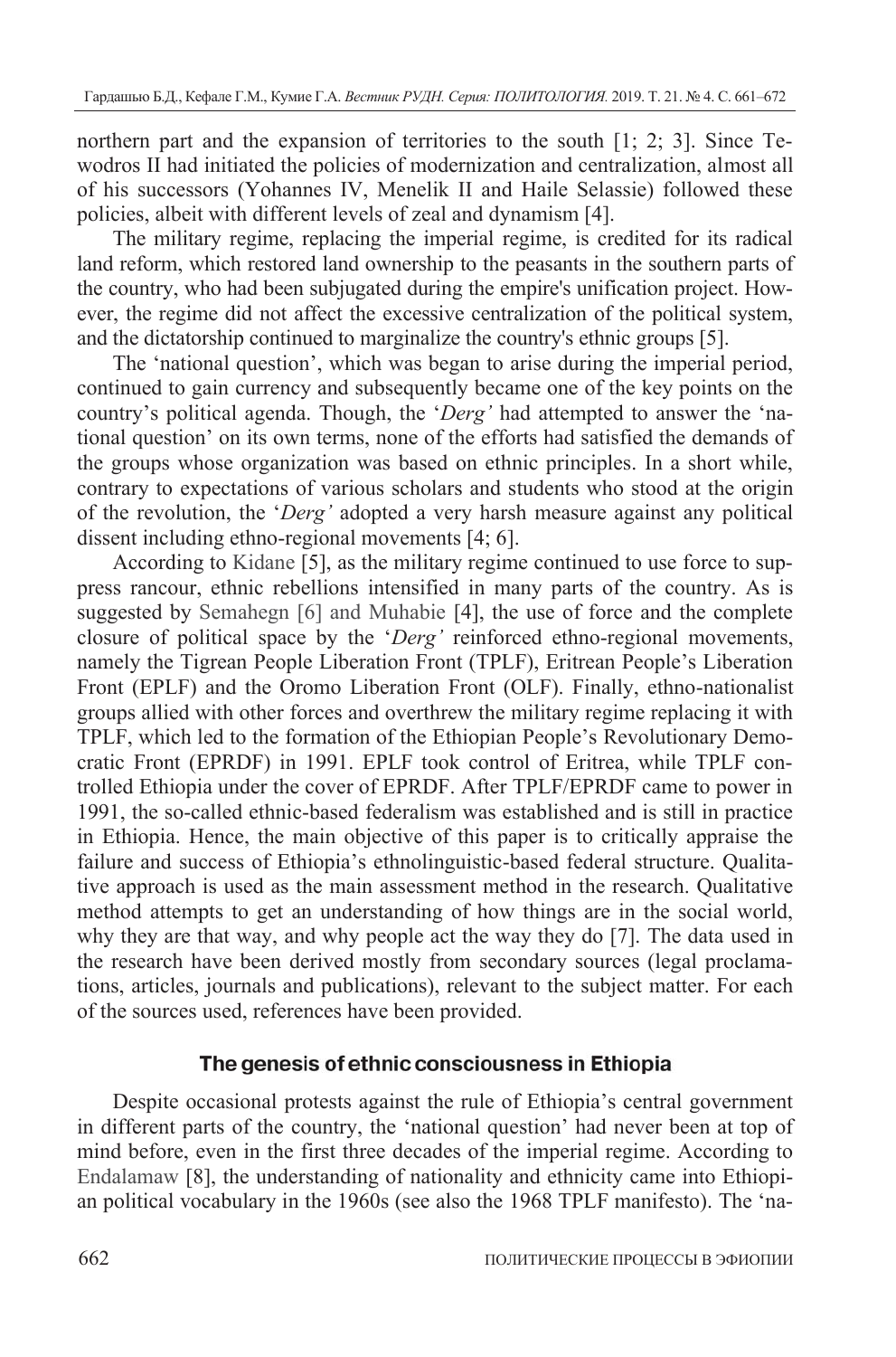northern part and the expansion of territories to the south [1; 2; 3]. Since Tewodros II had initiated the policies of modernization and centralization, almost all of his successors (Yohannes IV, Menelik II and Haile Selassie) followed these policies, albeit with different levels of zeal and dynamism [4].

The military regime, replacing the imperial regime, is credited for its radical land reform, which restored land ownership to the peasants in the southern parts of the country, who had been subjugated during the empire's unification project. However, the regime did not affect the excessive centralization of the political system, and the dictatorship continued to marginalize the country's ethnic groups [5].

The 'national question', which was began to arise during the imperial period, continued to gain currency and subsequently became one of the key points on the country's political agenda. Though, the '*Derg'* had attempted to answer the 'national question' on its own terms, none of the efforts had satisfied the demands of the groups whose organization was based on ethnic principles. In a short while, contrary to expectations of various scholars and students who stood at the origin of the revolution, the '*Derg'* adopted a very harsh measure against any political dissent including ethno-regional movements [4; 6].

According to Kidane [5], as the military regime continued to use force to suppress rancour, ethnic rebellions intensified in many parts of the country. As is suggested by Semahegn [6] and Muhabie [4], the use of force and the complete closure of political space by the '*Derg'* reinforced ethno-regional movements, namely the Tigrean People Liberation Front (TPLF), Eritrean People's Liberation Front (EPLF) and the Oromo Liberation Front (OLF). Finally, ethno-nationalist groups allied with other forces and overthrew the military regime replacing it with TPLF, which led to the formation of the Ethiopian People's Revolutionary Democratic Front (EPRDF) in 1991. EPLF took control of Eritrea, while TPLF controlled Ethiopia under the cover of EPRDF. After TPLF/EPRDF came to power in 1991, the so-called ethnic-based federalism was established and is still in practice in Ethiopia. Hence, the main objective of this paper is to critically appraise the failure and success of Ethiopia's ethnolinguistic-based federal structure. Qualitative approach is used as the main assessment method in the research. Qualitative method attempts to get an understanding of how things are in the social world, why they are that way, and why people act the way they do [7]. The data used in the research have been derived mostly from secondary sources (legal proclamations, articles, journals and publications), relevant to the subject matter. For each of the sources used, references have been provided.

## The genesis of ethnic consciousness in Ethiopia

Despite occasional protests against the rule of Ethiopia's central government in different parts of the country, the 'national question' had never been at top of mind before, even in the first three decades of the imperial regime. According to Endalamaw [8], the understanding of nationality and ethnicity came into Ethiopian political vocabulary in the 1960s (see also the 1968 TPLF manifesto). The 'na-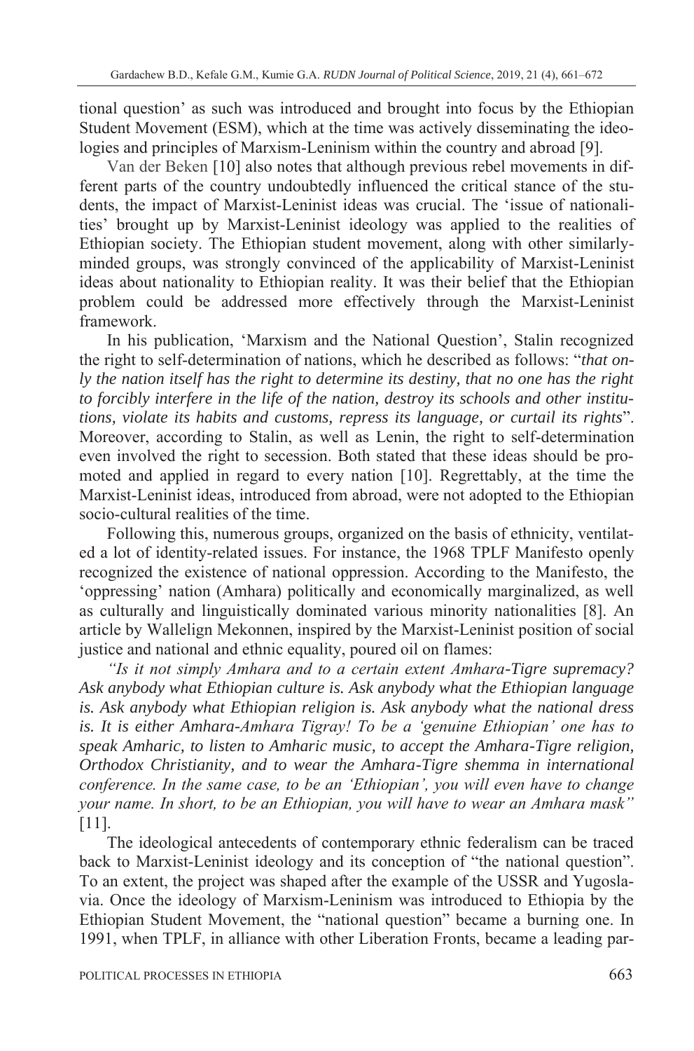tional question' as such was introduced and brought into focus by the Ethiopian Student Movement (ESM), which at the time was actively disseminating the ideologies and principles of Marxism-Leninism within the country and abroad [9].

Van der Beken [10] also notes that although previous rebel movements in different parts of the country undoubtedly influenced the critical stance of the students, the impact of Marxist-Leninist ideas was crucial. The 'issue of nationalities' brought up by Marxist-Leninist ideology was applied to the realities of Ethiopian society. The Ethiopian student movement, along with other similarly-minded groups, was strongly convinced of the applicability of Marxist-Leninist ideas about nationality to Ethiopian reality. It was their belief that the Ethiopian problem could be addressed more effectively through the Marxist-Leninist framework.

In his publication, 'Marxism and the National Question', Stalin recognized the right to self-determination of nations, which he described as follows: "*that only the nation itself has the right to determine its destiny, that no one has the right to forcibly interfere in the life of the nation, destroy its schools and other institutions, violate its habits and customs, repress its language, or curtail its rights*". Moreover, according to Stalin, as well as Lenin, the right to self-determination even involved the right to secession. Both stated that these ideas should be promoted and applied in regard to every nation [10]. Regrettably, at the time the Marxist-Leninist ideas, introduced from abroad, were not adopted to the Ethiopian socio-cultural realities of the time.

Following this, numerous groups, organized on the basis of ethnicity, ventilated a lot of identity-related issues. For instance, the 1968 TPLF Manifesto openly recognized the existence of national oppression. According to the Manifesto, the 'oppressing' nation (Amhara) politically and economically marginalized, as well as culturally and linguistically dominated various minority nationalities [8]. An article by Wallelign Mekonnen, inspired by the Marxist-Leninist position of social justice and national and ethnic equality, poured oil on flames:

*"Is it not simply Amhara and to a certain extent Amhara-Tigre supremacy? Ask anybody what Ethiopian culture is. Ask anybody what the Ethiopian language is. Ask anybody what Ethiopian religion is. Ask anybody what the national dress is. It is either Amhara-Amhara Tigray! To be a 'genuine Ethiopian' one has to speak Amharic, to listen to Amharic music, to accept the Amhara-Tigre religion, Orthodox Christianity, and to wear the Amhara-Tigre shemma in international conference. In the same case, to be an 'Ethiopian', you will even have to change your name. In short, to be an Ethiopian, you will have to wear an Amhara mask"* [11].

The ideological antecedents of contemporary ethnic federalism can be traced back to Marxist-Leninist ideology and its conception of "the national question". To an extent, the project was shaped after the example of the USSR and Yugoslavia. Once the ideology of Marxism-Leninism was introduced to Ethiopia by the Ethiopian Student Movement, the "national question" became a burning one. In 1991, when TPLF, in alliance with other Liberation Fronts, became a leading par-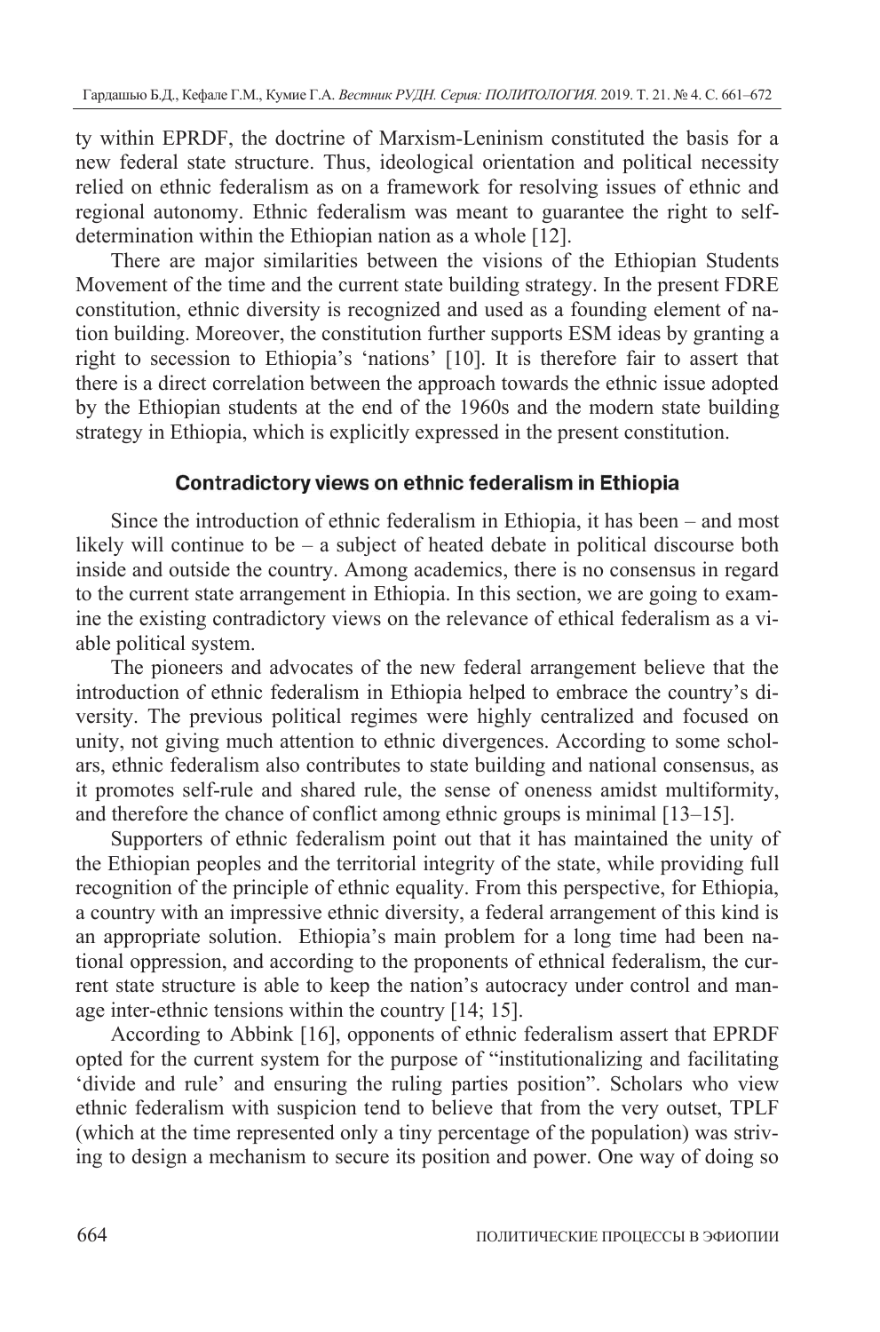ty within EPRDF, the doctrine of Marxism-Leninism constituted the basis for a new federal state structure. Thus, ideological orientation and political necessity relied on ethnic federalism as on a framework for resolving issues of ethnic and regional autonomy. Ethnic federalism was meant to guarantee the right to self-determination within the Ethiopian nation as a whole [12].

There are major similarities between the visions of the Ethiopian Students Movement of the time and the current state building strategy. In the present FDRE constitution, ethnic diversity is recognized and used as a founding element of nation building. Moreover, the constitution further supports ESM ideas by granting a right to secession to Ethiopia's 'nations' [10]. It is therefore fair to assert that there is a direct correlation between the approach towards the ethnic issue adopted by the Ethiopian students at the end of the 1960s and the modern state building strategy in Ethiopia, which is explicitly expressed in the present constitution.

## Contradictory views on ethnic federalism in Ethiopia

Since the introduction of ethnic federalism in Ethiopia, it has been – and most likely will continue to be – a subject of heated debate in political discourse both inside and outside the country. Among academics, there is no consensus in regard to the current state arrangement in Ethiopia. In this section, we are going to examine the existing contradictory views on the relevance of ethical federalism as a viable political system.

The pioneers and advocates of the new federal arrangement believe that the introduction of ethnic federalism in Ethiopia helped to embrace the country's diversity. The previous political regimes were highly centralized and focused on unity, not giving much attention to ethnic divergences. According to some scholars, ethnic federalism also contributes to state building and national consensus, as it promotes self-rule and shared rule, the sense of oneness amidst multiformity, and therefore the chance of conflict among ethnic groups is minimal [13–15].

Supporters of ethnic federalism point out that it has maintained the unity of the Ethiopian peoples and the territorial integrity of the state, while providing full recognition of the principle of ethnic equality. From this perspective, for Ethiopia, a country with an impressive ethnic diversity, a federal arrangement of this kind is an appropriate solution. Ethiopia's main problem for a long time had been national oppression, and according to the proponents of ethnical federalism, the current state structure is able to keep the nation's autocracy under control and manage inter-ethnic tensions within the country [14; 15].

According to Abbink [16], opponents of ethnic federalism assert that EPRDF opted for the current system for the purpose of "institutionalizing and facilitating 'divide and rule' and ensuring the ruling parties position". Scholars who view ethnic federalism with suspicion tend to believe that from the very outset, TPLF (which at the time represented only a tiny percentage of the population) was striving to design a mechanism to secure its position and power. One way of doing so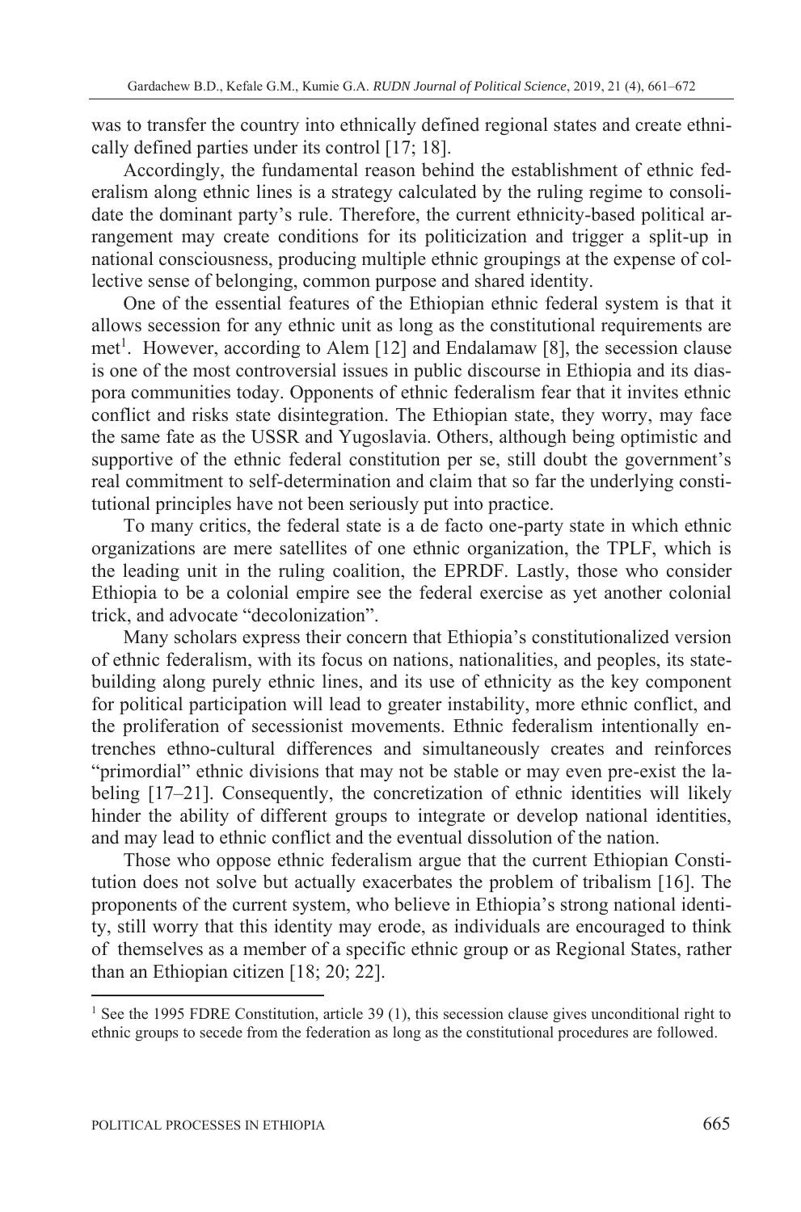was to transfer the country into ethnically defined regional states and create ethnically defined parties under its control [17; 18].

Accordingly, the fundamental reason behind the establishment of ethnic federalism along ethnic lines is a strategy calculated by the ruling regime to consolidate the dominant party's rule. Therefore, the current ethnicity-based political arrangement may create conditions for its politicization and trigger a split-up in national consciousness, producing multiple ethnic groupings at the expense of collective sense of belonging, common purpose and shared identity.

One of the essential features of the Ethiopian ethnic federal system is that it allows secession for any ethnic unit as long as the constitutional requirements are met[1]. However, according to Alem [12] and Endalamaw [8], the secession clause is one of the most controversial issues in public discourse in Ethiopia and its diaspora communities today. Opponents of ethnic federalism fear that it invites ethnic conflict and risks state disintegration. The Ethiopian state, they worry, may face the same fate as the USSR and Yugoslavia. Others, although being optimistic and supportive of the ethnic federal constitution per se, still doubt the government's real commitment to self-determination and claim that so far the underlying constitutional principles have not been seriously put into practice.

To many critics, the federal state is a de facto one-party state in which ethnic organizations are mere satellites of one ethnic organization, the TPLF, which is the leading unit in the ruling coalition, the EPRDF. Lastly, those who consider Ethiopia to be a colonial empire see the federal exercise as yet another colonial trick, and advocate "decolonization".

Many scholars express their concern that Ethiopia's constitutionalized version of ethnic federalism, with its focus on nations, nationalities, and peoples, its state-building along purely ethnic lines, and its use of ethnicity as the key component for political participation will lead to greater instability, more ethnic conflict, and the proliferation of secessionist movements. Ethnic federalism intentionally entrenches ethno-cultural differences and simultaneously creates and reinforces "primordial" ethnic divisions that may not be stable or may even pre-exist the labeling [17–21]. Consequently, the concretization of ethnic identities will likely hinder the ability of different groups to integrate or develop national identities, and may lead to ethnic conflict and the eventual dissolution of the nation.

Those who oppose ethnic federalism argue that the current Ethiopian Constitution does not solve but actually exacerbates the problem of tribalism [16]. The proponents of the current system, who believe in Ethiopia's strong national identity, still worry that this identity may erode, as individuals are encouraged to think of themselves as a member of a specific ethnic group or as Regional States, rather than an Ethiopian citizen [18; 20; 22].

---

[1] See the 1995 FDRE Constitution, article 39 (1), this secession clause gives unconditional right to ethnic groups to secede from the federation as long as the constitutional procedures are followed.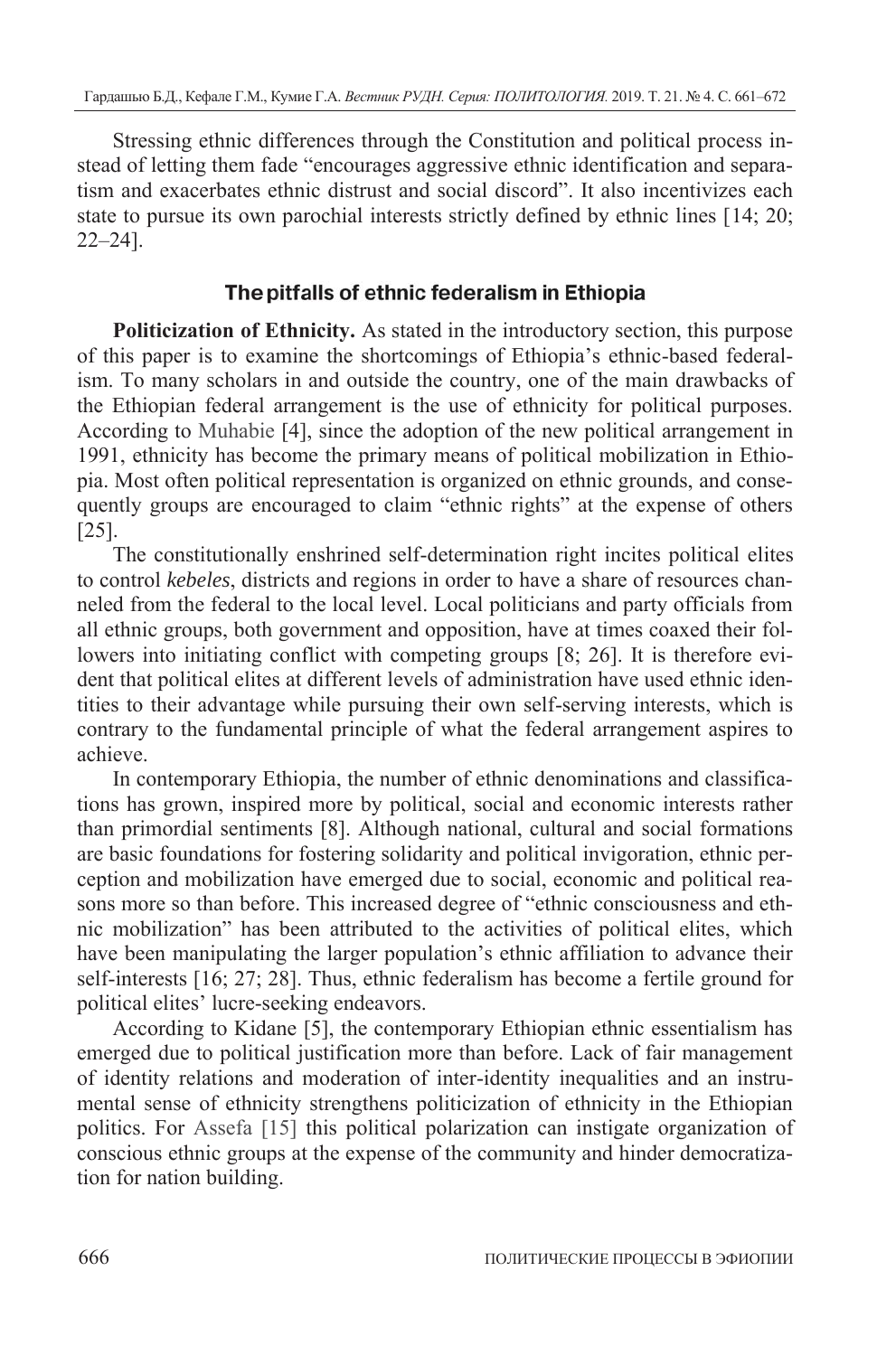Stressing ethnic differences through the Constitution and political process instead of letting them fade "encourages aggressive ethnic identification and separatism and exacerbates ethnic distrust and social discord". It also incentivizes each state to pursue its own parochial interests strictly defined by ethnic lines [14; 20; 22–24].

## The pitfalls of ethnic federalism in Ethiopia

**Politicization of Ethnicity.** As stated in the introductory section, this purpose of this paper is to examine the shortcomings of Ethiopia's ethnic-based federalism. To many scholars in and outside the country, one of the main drawbacks of the Ethiopian federal arrangement is the use of ethnicity for political purposes. According to Muhabie [4], since the adoption of the new political arrangement in 1991, ethnicity has become the primary means of political mobilization in Ethiopia. Most often political representation is organized on ethnic grounds, and consequently groups are encouraged to claim "ethnic rights" at the expense of others [25].

The constitutionally enshrined self-determination right incites political elites to control *kebeles*, districts and regions in order to have a share of resources channeled from the federal to the local level. Local politicians and party officials from all ethnic groups, both government and opposition, have at times coaxed their followers into initiating conflict with competing groups [8; 26]. It is therefore evident that political elites at different levels of administration have used ethnic identities to their advantage while pursuing their own self-serving interests, which is contrary to the fundamental principle of what the federal arrangement aspires to achieve.

In contemporary Ethiopia, the number of ethnic denominations and classifications has grown, inspired more by political, social and economic interests rather than primordial sentiments [8]. Although national, cultural and social formations are basic foundations for fostering solidarity and political invigoration, ethnic perception and mobilization have emerged due to social, economic and political reasons more so than before. This increased degree of "ethnic consciousness and ethnic mobilization" has been attributed to the activities of political elites, which have been manipulating the larger population's ethnic affiliation to advance their self-interests [16; 27; 28]. Thus, ethnic federalism has become a fertile ground for political elites' lucre-seeking endeavors.

According to Kidane [5], the contemporary Ethiopian ethnic essentialism has emerged due to political justification more than before. Lack of fair management of identity relations and moderation of inter-identity inequalities and an instrumental sense of ethnicity strengthens politicization of ethnicity in the Ethiopian politics. For Assefa [15] this political polarization can instigate organization of conscious ethnic groups at the expense of the community and hinder democratization for nation building.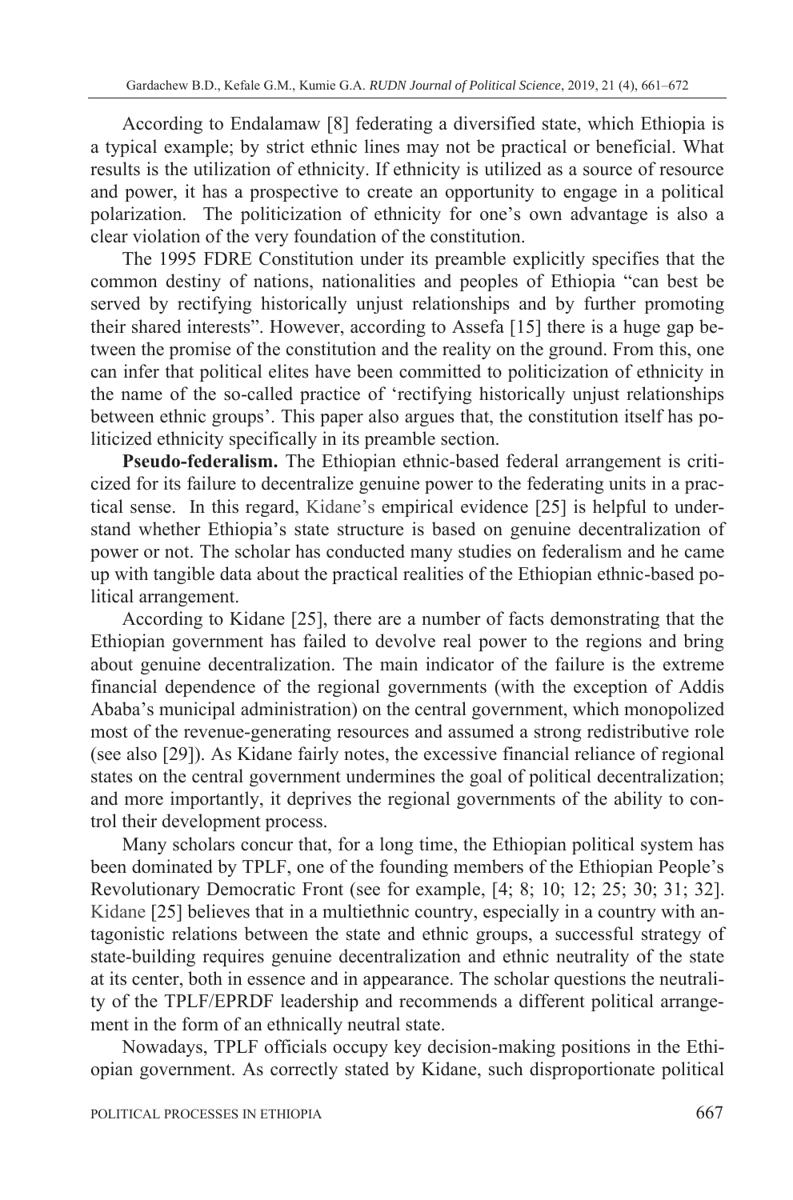According to Endalamaw [8] federating a diversified state, which Ethiopia is a typical example; by strict ethnic lines may not be practical or beneficial. What results is the utilization of ethnicity. If ethnicity is utilized as a source of resource and power, it has a prospective to create an opportunity to engage in a political polarization. The politicization of ethnicity for one's own advantage is also a clear violation of the very foundation of the constitution.

The 1995 FDRE Constitution under its preamble explicitly specifies that the common destiny of nations, nationalities and peoples of Ethiopia "can best be served by rectifying historically unjust relationships and by further promoting their shared interests". However, according to Assefa [15] there is a huge gap between the promise of the constitution and the reality on the ground. From this, one can infer that political elites have been committed to politicization of ethnicity in the name of the so-called practice of 'rectifying historically unjust relationships between ethnic groups'. This paper also argues that, the constitution itself has politicized ethnicity specifically in its preamble section.

**Pseudo-federalism.** The Ethiopian ethnic-based federal arrangement is criticized for its failure to decentralize genuine power to the federating units in a practical sense. In this regard, Kidane's empirical evidence [25] is helpful to understand whether Ethiopia's state structure is based on genuine decentralization of power or not. The scholar has conducted many studies on federalism and he came up with tangible data about the practical realities of the Ethiopian ethnic-based political arrangement.

According to Kidane [25], there are a number of facts demonstrating that the Ethiopian government has failed to devolve real power to the regions and bring about genuine decentralization. The main indicator of the failure is the extreme financial dependence of the regional governments (with the exception of Addis Ababa's municipal administration) on the central government, which monopolized most of the revenue-generating resources and assumed a strong redistributive role (see also [29]). As Kidane fairly notes, the excessive financial reliance of regional states on the central government undermines the goal of political decentralization; and more importantly, it deprives the regional governments of the ability to control their development process.

Many scholars concur that, for a long time, the Ethiopian political system has been dominated by TPLF, one of the founding members of the Ethiopian People's Revolutionary Democratic Front (see for example, [4; 8; 10; 12; 25; 30; 31; 32]. Kidane [25] believes that in a multiethnic country, especially in a country with antagonistic relations between the state and ethnic groups, a successful strategy of state-building requires genuine decentralization and ethnic neutrality of the state at its center, both in essence and in appearance. The scholar questions the neutrality of the TPLF/EPRDF leadership and recommends a different political arrangement in the form of an ethnically neutral state.

Nowadays, TPLF officials occupy key decision-making positions in the Ethiopian government. As correctly stated by Kidane, such disproportionate political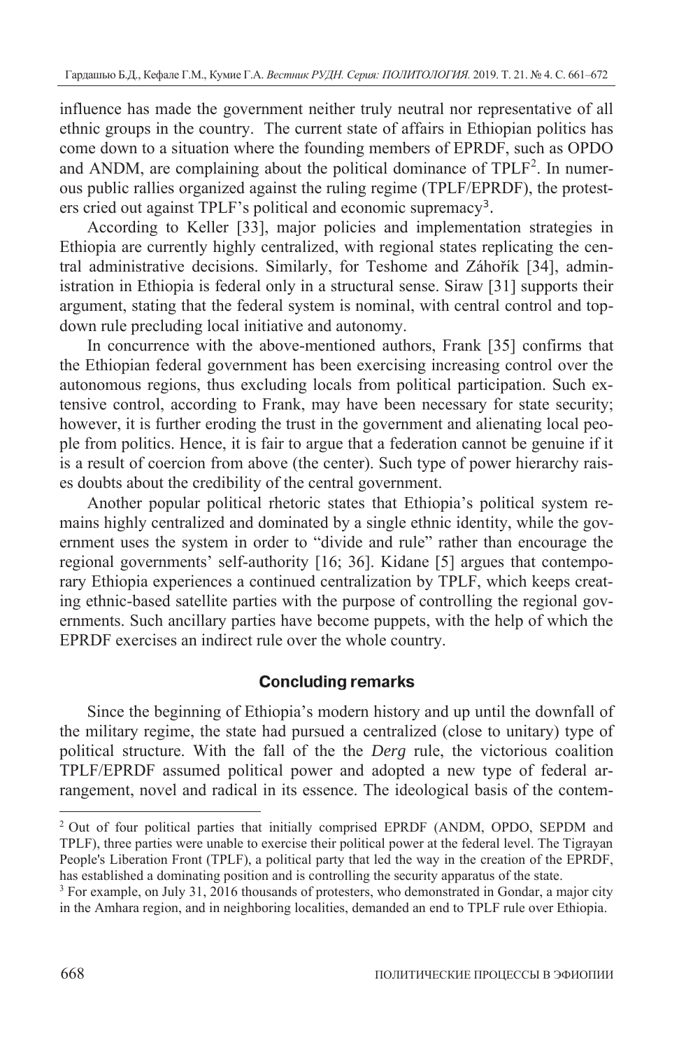influence has made the government neither truly neutral nor representative of all ethnic groups in the country. The current state of affairs in Ethiopian politics has come down to a situation where the founding members of EPRDF, such as OPDO and ANDM, are complaining about the political dominance of TPLF[2]. In numerous public rallies organized against the ruling regime (TPLF/EPRDF), the protesters cried out against TPLF's political and economic supremacy[3].

According to Keller [33], major policies and implementation strategies in Ethiopia are currently highly centralized, with regional states replicating the central administrative decisions. Similarly, for Teshome and Záhořík [34], administration in Ethiopia is federal only in a structural sense. Siraw [31] supports their argument, stating that the federal system is nominal, with central control and top-down rule precluding local initiative and autonomy.

In concurrence with the above-mentioned authors, Frank [35] confirms that the Ethiopian federal government has been exercising increasing control over the autonomous regions, thus excluding locals from political participation. Such extensive control, according to Frank, may have been necessary for state security; however, it is further eroding the trust in the government and alienating local people from politics. Hence, it is fair to argue that a federation cannot be genuine if it is a result of coercion from above (the center). Such type of power hierarchy raises doubts about the credibility of the central government.

Another popular political rhetoric states that Ethiopia's political system remains highly centralized and dominated by a single ethnic identity, while the government uses the system in order to "divide and rule" rather than encourage the regional governments' self-authority [16; 36]. Kidane [5] argues that contemporary Ethiopia experiences a continued centralization by TPLF, which keeps creating ethnic-based satellite parties with the purpose of controlling the regional governments. Such ancillary parties have become puppets, with the help of which the EPRDF exercises an indirect rule over the whole country.

## Concluding remarks

Since the beginning of Ethiopia's modern history and up until the downfall of the military regime, the state had pursued a centralized (close to unitary) type of political structure. With the fall of the the *Derg* rule, the victorious coalition TPLF/EPRDF assumed political power and adopted a new type of federal arrangement, novel and radical in its essence. The ideological basis of the contem-

---

[2] Out of four political parties that initially comprised EPRDF (ANDM, OPDO, SEPDM and TPLF), three parties were unable to exercise their political power at the federal level. The Tigrayan People's Liberation Front (TPLF), a political party that led the way in the creation of the EPRDF, has established a dominating position and is controlling the security apparatus of the state.

[3] For example, on July 31, 2016 thousands of protesters, who demonstrated in Gondar, a major city in the Amhara region, and in neighboring localities, demanded an end to TPLF rule over Ethiopia.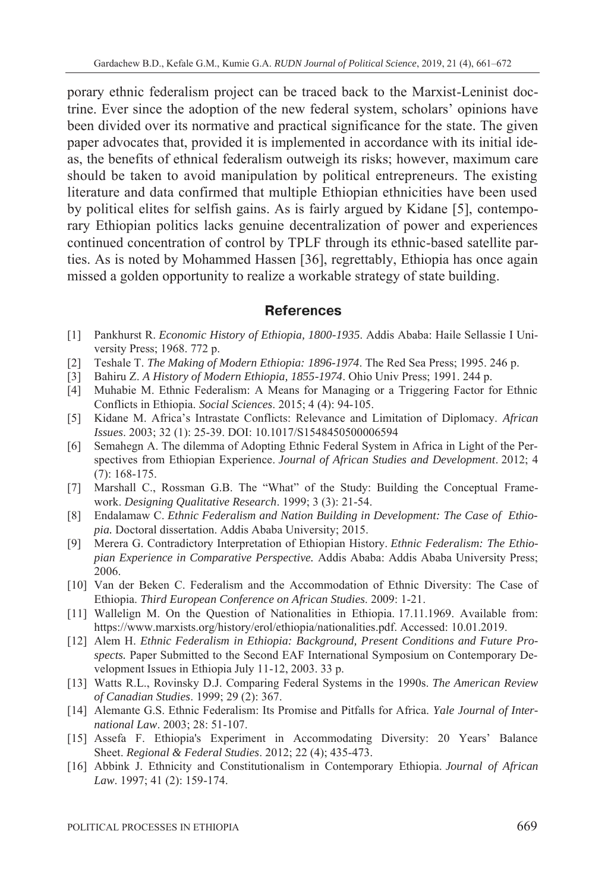porary ethnic federalism project can be traced back to the Marxist-Leninist doctrine. Ever since the adoption of the new federal system, scholars' opinions have been divided over its normative and practical significance for the state. The given paper advocates that, provided it is implemented in accordance with its initial ideas, the benefits of ethnical federalism outweigh its risks; however, maximum care should be taken to avoid manipulation by political entrepreneurs. The existing literature and data confirmed that multiple Ethiopian ethnicities have been used by political elites for selfish gains. As is fairly argued by Kidane [5], contemporary Ethiopian politics lacks genuine decentralization of power and experiences continued concentration of control by TPLF through its ethnic-based satellite parties. As is noted by Mohammed Hassen [36], regrettably, Ethiopia has once again missed a golden opportunity to realize a workable strategy of state building.

## References

[1] Pankhurst R. *Economic History of Ethiopia, 1800-1935*. Addis Ababa: Haile Sellassie I University Press; 1968. 772 p.

[2] Teshale T. *The Making of Modern Ethiopia: 1896-1974*. The Red Sea Press; 1995. 246 p.

[3] Bahiru Z. *A History of Modern Ethiopia, 1855-1974*. Ohio Univ Press; 1991. 244 p.

[4] Muhabie M. Ethnic Federalism: A Means for Managing or a Triggering Factor for Ethnic Conflicts in Ethiopia. *Social Sciences*. 2015; 4 (4): 94-105.

[5] Kidane M. Africa's Intrastate Conflicts: Relevance and Limitation of Diplomacy. *African Issues*. 2003; 32 (1): 25-39. DOI: 10.1017/S1548450500006594

[6] Semahegn A. The dilemma of Adopting Ethnic Federal System in Africa in Light of the Perspectives from Ethiopian Experience. *Journal of African Studies and Development*. 2012; 4 (7): 168-175.

[7] Marshall C., Rossman G.B. The "What" of the Study: Building the Conceptual Framework. *Designing Qualitative Research*. 1999; 3 (3): 21-54.

[8] Endalamaw C. *Ethnic Federalism and Nation Building in Development: The Case of Ethiopia.* Doctoral dissertation. Addis Ababa University; 2015.

[9] Merera G. Contradictory Interpretation of Ethiopian History. *Ethnic Federalism: The Ethiopian Experience in Comparative Perspective.* Addis Ababa: Addis Ababa University Press; 2006.

[10] Van der Beken C. Federalism and the Accommodation of Ethnic Diversity: The Case of Ethiopia. *Third European Conference on African Studies*. 2009: 1-21.

[11] Wallelign M. On the Question of Nationalities in Ethiopia. 17.11.1969. Available from: https://www.marxists.org/history/erol/ethiopia/nationalities.pdf. Accessed: 10.01.2019.

[12] Alem H. *Ethnic Federalism in Ethiopia: Background, Present Conditions and Future Prospects.* Paper Submitted to the Second EAF International Symposium on Contemporary Development Issues in Ethiopia July 11-12, 2003. 33 p.

[13] Watts R.L., Rovinsky D.J. Comparing Federal Systems in the 1990s. *The American Review of Canadian Studies*. 1999; 29 (2): 367.

[14] Alemante G.S. Ethnic Federalism: Its Promise and Pitfalls for Africa. *Yale Journal of International Law*. 2003; 28: 51-107.

[15] Assefa F. Ethiopia's Experiment in Accommodating Diversity: 20 Years' Balance Sheet. *Regional & Federal Studies*. 2012; 22 (4); 435-473.

[16] Abbink J. Ethnicity and Constitutionalism in Contemporary Ethiopia. *Journal of African Law*. 1997; 41 (2): 159-174.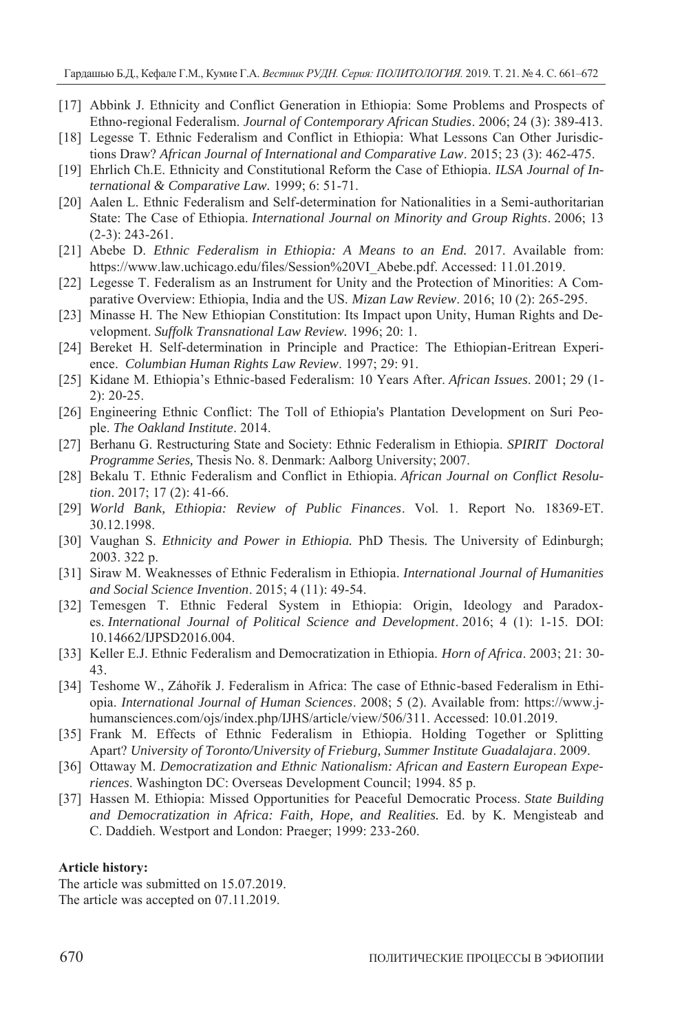[17] Abbink J. Ethnicity and Conflict Generation in Ethiopia: Some Problems and Prospects of Ethno-regional Federalism. *Journal of Contemporary African Studies*. 2006; 24 (3): 389-413.

[18] Legesse T. Ethnic Federalism and Conflict in Ethiopia: What Lessons Can Other Jurisdictions Draw? *African Journal of International and Comparative Law*. 2015; 23 (3): 462-475.

[19] Ehrlich Ch.E. Ethnicity and Constitutional Reform the Case of Ethiopia. *ILSA Journal of International & Comparative Law.* 1999; 6: 51-71.

[20] Aalen L. Ethnic Federalism and Self-determination for Nationalities in a Semi-authoritarian State: The Case of Ethiopia. *International Journal on Minority and Group Rights*. 2006; 13 (2-3): 243-261.

[21] Abebe D. *Ethnic Federalism in Ethiopia: A Means to an End.* 2017. Available from: https://www.law.uchicago.edu/files/Session%20VI_Abebe.pdf. Accessed: 11.01.2019.

[22] Legesse T. Federalism as an Instrument for Unity and the Protection of Minorities: A Comparative Overview: Ethiopia, India and the US. *Mizan Law Review*. 2016; 10 (2): 265-295.

[23] Minasse H. The New Ethiopian Constitution: Its Impact upon Unity, Human Rights and Development. *Suffolk Transnational Law Review.* 1996; 20: 1.

[24] Bereket H. Self-determination in Principle and Practice: The Ethiopian-Eritrean Experience. *Columbian Human Rights Law Review*. 1997; 29: 91.

[25] Kidane M. Ethiopia's Ethnic-based Federalism: 10 Years After. *African Issues*. 2001; 29 (1-2): 20-25.

[26] Engineering Ethnic Conflict: The Toll of Ethiopia's Plantation Development on Suri People. *The Oakland Institute*. 2014.

[27] Berhanu G. Restructuring State and Society: Ethnic Federalism in Ethiopia. *SPIRIT Doctoral Programme Series,* Thesis No. 8. Denmark: Aalborg University; 2007.

[28] Bekalu T. Ethnic Federalism and Conflict in Ethiopia. *African Journal on Conflict Resolution*. 2017; 17 (2): 41-66.

[29] *World Bank, Ethiopia: Review of Public Finances*. Vol. 1. Report No. 18369-ET. 30.12.1998.

[30] Vaughan S. *Ethnicity and Power in Ethiopia.* PhD Thesis*.* The University of Edinburgh; 2003. 322 p.

[31] Siraw M. Weaknesses of Ethnic Federalism in Ethiopia. *International Journal of Humanities and Social Science Invention*. 2015; 4 (11): 49-54.

[32] Temesgen T. Ethnic Federal System in Ethiopia: Origin, Ideology and Paradoxes. *International Journal of Political Science and Development*. 2016; 4 (1): 1-15. DOI: 10.14662/IJPSD2016.004.

[33] Keller E.J. Ethnic Federalism and Democratization in Ethiopia. *Horn of Africa*. 2003; 21: 30-43.

[34] Teshome W., Záhořík J. Federalism in Africa: The case of Ethnic-based Federalism in Ethiopia. *International Journal of Human Sciences*. 2008; 5 (2). Available from: https://www.j-humansciences.com/ojs/index.php/IJHS/article/view/506/311. Accessed: 10.01.2019.

[35] Frank M. Effects of Ethnic Federalism in Ethiopia. Holding Together or Splitting Apart? *University of Toronto/University of Frieburg, Summer Institute Guadalajara*. 2009.

[36] Ottaway M. *Democratization and Ethnic Nationalism: African and Eastern European Experiences*. Washington DC: Overseas Development Council; 1994. 85 p.

[37] Hassen M. Ethiopia: Missed Opportunities for Peaceful Democratic Process. *State Building and Democratization in Africa: Faith, Hope, and Realities.* Ed. by K. Mengisteab and C. Daddieh. Westport and London: Praeger; 1999: 233-260.

**Article history:**

The article was submitted on 15.07.2019.
The article was accepted on 07.11.2019.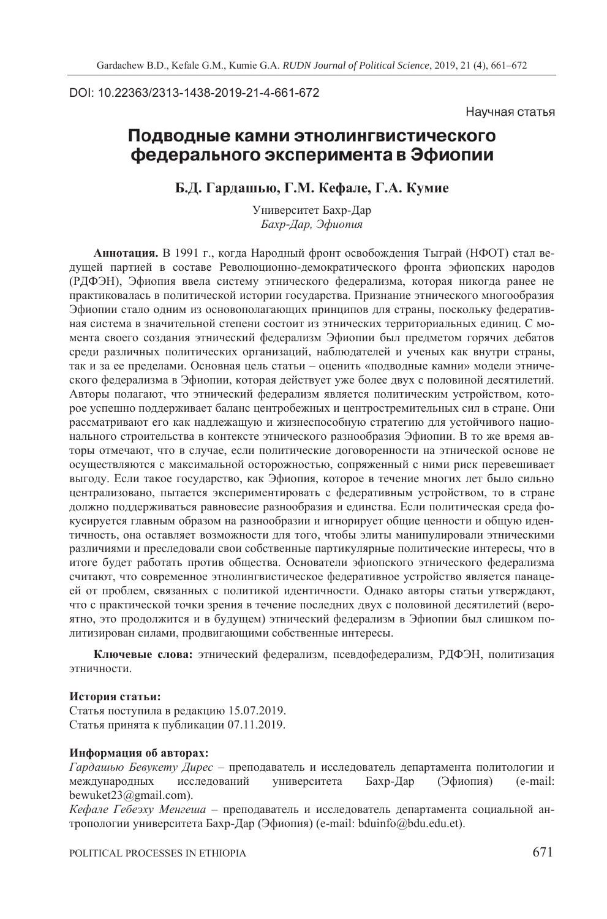DOI: 10.22363/2313-1438-2019-21-4-661-672

Научная статья

# Подводные камни этнолингвистического федерального эксперимента в Эфиопии

## Б.Д. Гардашью, Г.М. Кефале, Г.А. Кумие

Университет Бахр-Дар
*Бахр-Дар, Эфиопия*

**Аннотация.** В 1991 г., когда Народный фронт освобождения Тыграй (НФОТ) стал ведущей партией в составе Революционно-демократического фронта эфиопских народов (РДФЭН), Эфиопия ввела систему этнического федерализма, которая никогда ранее не практиковалась в политической истории государства. Признание этнического многообразия Эфиопии стало одним из основополагающих принципов для страны, поскольку федеративная система в значительной степени состоит из этнических территориальных единиц. С момента своего создания этнический федерализм Эфиопии был предметом горячих дебатов среди различных политических организаций, наблюдателей и ученых как внутри страны, так и за ее пределами. Основная цель статьи – оценить «подводные камни» модели этнического федерализма в Эфиопии, которая действует уже более двух с половиной десятилетий. Авторы полагают, что этнический федерализм является политическим устройством, которое успешно поддерживает баланс центробежных и центростремительных сил в стране. Они рассматривают его как надлежащую и жизнеспособную стратегию для устойчивого национального строительства в контексте этнического разнообразия Эфиопии. В то же время авторы отмечают, что в случае, если политические договоренности на этнической основе не осуществляются с максимальной осторожностью, сопряженный с ними риск перевешивает выгоду. Если такое государство, как Эфиопия, которое в течение многих лет было сильно централизовано, пытается экспериментировать с федеративным устройством, то в стране должно поддерживаться равновесие разнообразия и единства. Если политическая среда фокусируется главным образом на разнообразии и игнорирует общие ценности и общую идентичность, она оставляет возможности для того, чтобы элиты манипулировали этническими различиями и преследовали свои собственные партикулярные политические интересы, что в итоге будет работать против общества. Основатели эфиопского этнического федерализма считают, что современное этнолингвистическое федеративное устройство является панацеей от проблем, связанных с политикой идентичности. Однако авторы статьи утверждают, что с практической точки зрения в течение последних двух с половиной десятилетий (вероятно, это продолжится и в будущем) этнический федерализм в Эфиопии был слишком политизирован силами, продвигающими собственные интересы.

**Ключевые слова:** этнический федерализм, псевдофедерализм, РДФЭН, политизация этничности.

**История статьи:**
Статья поступила в редакцию 15.07.2019.
Статья принята к публикации 07.11.2019.

**Информация об авторах:**
*Гардашью Бевукету Дирес* – преподаватель и исследователь департамента политологии и международных исследований университета Бахр-Дар (Эфиопия) (e-mail: bewuket23@gmail.com).
*Кефале Гебеэху Менгеша* – преподаватель и исследователь департамента социальной антропологии университета Бахр-Дар (Эфиопия) (e-mail: bduinfo@bdu.edu.et).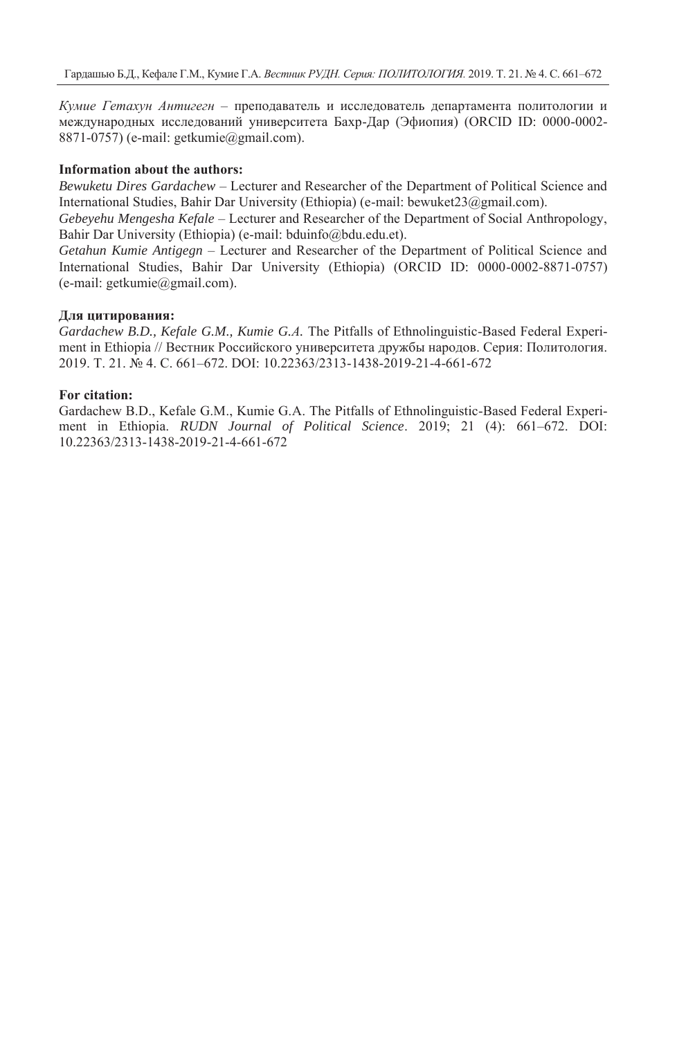*Кумие Гетахун Антигегн* – преподаватель и исследователь департамента политологии и международных исследований университета Бахр-Дар (Эфиопия) (ORCID ID: 0000-0002-8871-0757) (e-mail: getkumie@gmail.com).

**Information about the authors:**

*Bewuketu Dires Gardachew* – Lecturer and Researcher of the Department of Political Science and International Studies, Bahir Dar University (Ethiopia) (e-mail: bewuket23@gmail.com).

*Gebeyehu Mengesha Kefale* – Lecturer and Researcher of the Department of Social Anthropology, Bahir Dar University (Ethiopia) (e-mail: bduinfo@bdu.edu.et).

*Getahun Kumie Antigegn* – Lecturer and Researcher of the Department of Political Science and International Studies, Bahir Dar University (Ethiopia) (ORCID ID: 0000-0002-8871-0757) (e-mail: getkumie@gmail.com).

**Для цитирования:**

*Gardachew B.D., Kefale G.M., Kumie G.A.* The Pitfalls of Ethnolinguistic-Based Federal Experiment in Ethiopia // Вестник Российского университета дружбы народов. Серия: Политология. 2019. Т. 21. № 4. С. 661–672. DOI: 10.22363/2313-1438-2019-21-4-661-672

**For citation:**

Gardachew B.D., Kefale G.M., Kumie G.A. The Pitfalls of Ethnolinguistic-Based Federal Experiment in Ethiopia. *RUDN Journal of Political Science*. 2019; 21 (4): 661–672. DOI: 10.22363/2313-1438-2019-21-4-661-672